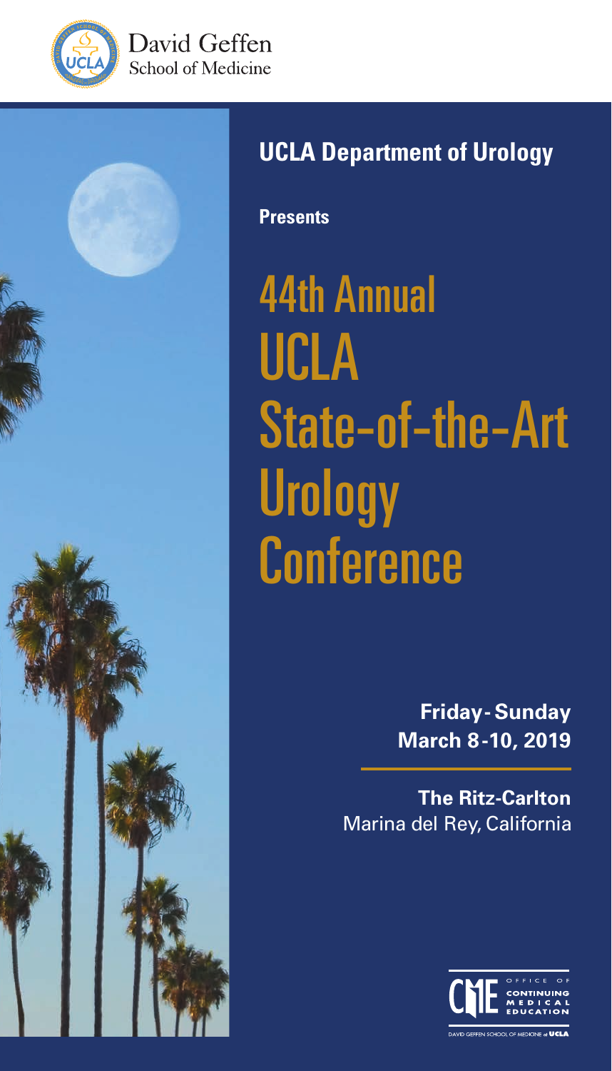David Geffen School of Medicine

## UCLA Department of Urology

**Presents**

# 44th Annual UCLA State-of-the-Art Urology Conference

**Friday - Sunday**
**March 8-10, 2019**

**The Ritz-Carlton**
Marina del Rey, California

OFFICE OF CONTINUING MEDICAL EDUCATION

DAVID GEFFEN SCHOOL OF MEDICINE at UCLA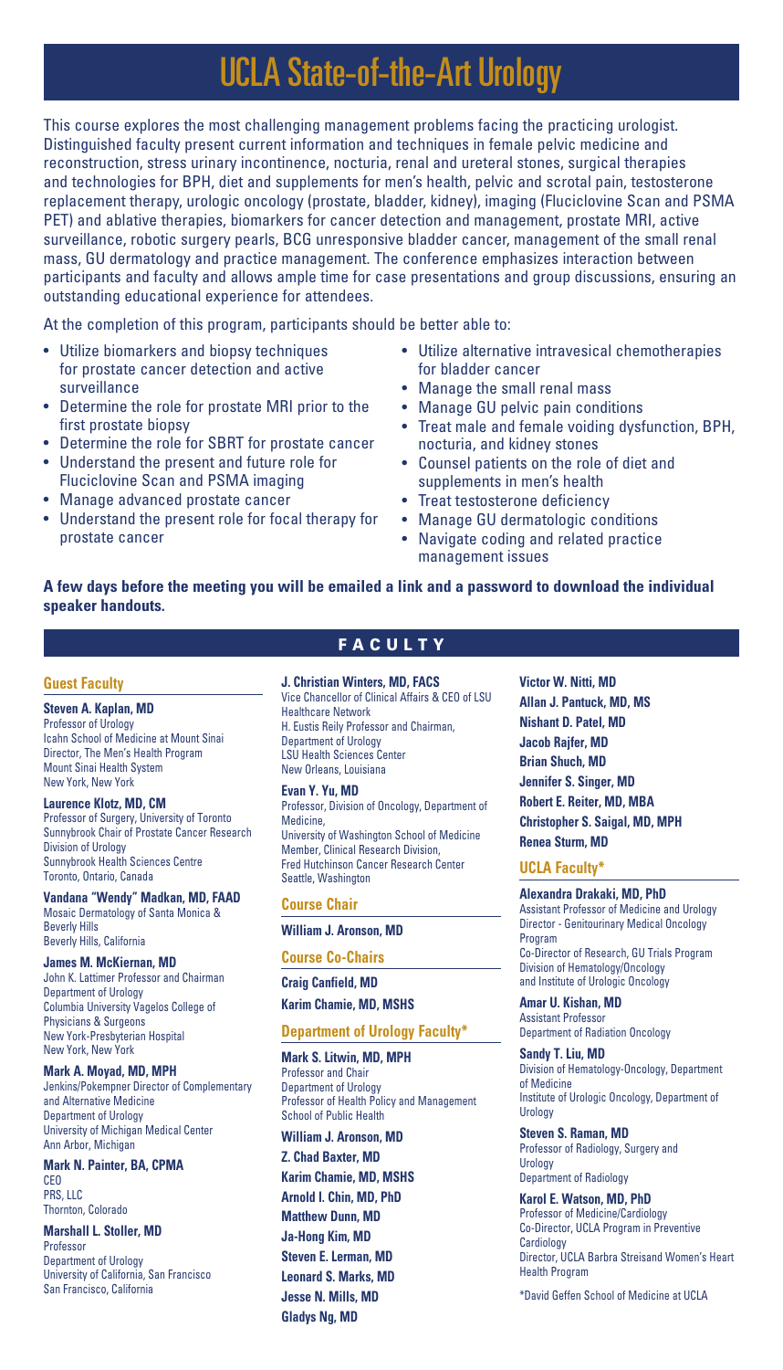# UCLA State-of-the-Art Urology

This course explores the most challenging management problems facing the practicing urologist. Distinguished faculty present current information and techniques in female pelvic medicine and reconstruction, stress urinary incontinence, nocturia, renal and ureteral stones, surgical therapies and technologies for BPH, diet and supplements for men's health, pelvic and scrotal pain, testosterone replacement therapy, urologic oncology (prostate, bladder, kidney), imaging (Fluciclovine Scan and PSMA PET) and ablative therapies, biomarkers for cancer detection and management, prostate MRI, active surveillance, robotic surgery pearls, BCG unresponsive bladder cancer, management of the small renal mass, GU dermatology and practice management. The conference emphasizes interaction between participants and faculty and allows ample time for case presentations and group discussions, ensuring an outstanding educational experience for attendees.

At the completion of this program, participants should be better able to:

- Utilize biomarkers and biopsy techniques for prostate cancer detection and active surveillance
- Determine the role for prostate MRI prior to the first prostate biopsy
- Determine the role for SBRT for prostate cancer
- Understand the present and future role for Fluciclovine Scan and PSMA imaging
- Manage advanced prostate cancer
- Understand the present role for focal therapy for prostate cancer
- Utilize alternative intravesical chemotherapies for bladder cancer
- Manage the small renal mass
- Manage GU pelvic pain conditions
- Treat male and female voiding dysfunction, BPH, nocturia, and kidney stones
- Counsel patients on the role of diet and supplements in men's health
- Treat testosterone deficiency
- Manage GU dermatologic conditions
- Navigate coding and related practice management issues

**A few days before the meeting you will be emailed a link and a password to download the individual speaker handouts.**

## FACULTY

### Guest Faculty

**Steven A. Kaplan, MD**
Professor of Urology
Icahn School of Medicine at Mount Sinai
Director, The Men's Health Program
Mount Sinai Health System
New York, New York

**Laurence Klotz, MD, CM**
Professor of Surgery, University of Toronto
Sunnybrook Chair of Prostate Cancer Research
Division of Urology
Sunnybrook Health Sciences Centre
Toronto, Ontario, Canada

**Vandana "Wendy" Madkan, MD, FAAD**
Mosaic Dermatology of Santa Monica & Beverly Hills
Beverly Hills, California

**James M. McKiernan, MD**
John K. Lattimer Professor and Chairman
Department of Urology
Columbia University Vagelos College of Physicians & Surgeons
New York-Presbyterian Hospital
New York, New York

**Mark A. Moyad, MD, MPH**
Jenkins/Pokempner Director of Complementary and Alternative Medicine
Department of Urology
University of Michigan Medical Center
Ann Arbor, Michigan

**Mark N. Painter, BA, CPMA**
CEO
PRS, LLC
Thornton, Colorado

**Marshall L. Stoller, MD**
Professor
Department of Urology
University of California, San Francisco
San Francisco, California

**J. Christian Winters, MD, FACS**
Vice Chancellor of Clinical Affairs & CEO of LSU Healthcare Network
H. Eustis Reily Professor and Chairman, Department of Urology
LSU Health Sciences Center
New Orleans, Louisiana

**Evan Y. Yu, MD**
Professor, Division of Oncology, Department of Medicine,
University of Washington School of Medicine
Member, Clinical Research Division,
Fred Hutchinson Cancer Research Center
Seattle, Washington

### Course Chair

**William J. Aronson, MD**

### Course Co-Chairs

**Craig Canfield, MD**

**Karim Chamie, MD, MSHS**

### Department of Urology Faculty*

**Mark S. Litwin, MD, MPH**
Professor and Chair
Department of Urology
Professor of Health Policy and Management
School of Public Health

**William J. Aronson, MD**

**Z. Chad Baxter, MD**

**Karim Chamie, MD, MSHS**

**Arnold I. Chin, MD, PhD**

**Matthew Dunn, MD**

**Ja-Hong Kim, MD**

**Steven E. Lerman, MD**

**Leonard S. Marks, MD**

**Jesse N. Mills, MD**

**Gladys Ng, MD**

**Victor W. Nitti, MD**

**Allan J. Pantuck, MD, MS**

**Nishant D. Patel, MD**

**Jacob Rajfer, MD**

**Brian Shuch, MD**

**Jennifer S. Singer, MD**

**Robert E. Reiter, MD, MBA**

**Christopher S. Saigal, MD, MPH**

**Renea Sturm, MD**

### UCLA Faculty*

**Alexandra Drakaki, MD, PhD**
Assistant Professor of Medicine and Urology
Director - Genitourinary Medical Oncology Program
Co-Director of Research, GU Trials Program
Division of Hematology/Oncology and Institute of Urologic Oncology

**Amar U. Kishan, MD**
Assistant Professor
Department of Radiation Oncology

**Sandy T. Liu, MD**
Division of Hematology-Oncology, Department of Medicine
Institute of Urologic Oncology, Department of Urology

**Steven S. Raman, MD**
Professor of Radiology, Surgery and Urology
Department of Radiology

**Karol E. Watson, MD, PhD**
Professor of Medicine/Cardiology
Co-Director, UCLA Program in Preventive Cardiology
Director, UCLA Barbra Streisand Women's Heart Health Program

*David Geffen School of Medicine at UCLA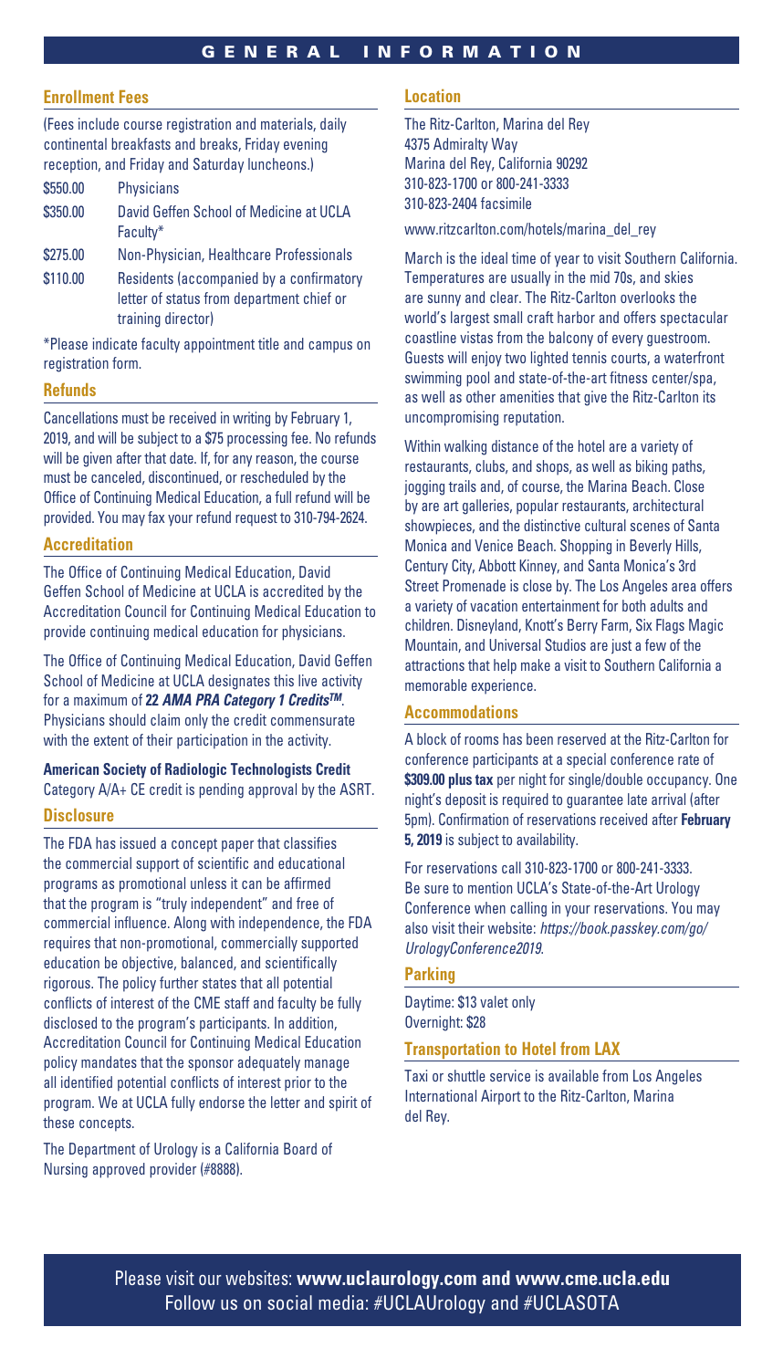# GENERAL INFORMATION

## Enrollment Fees

(Fees include course registration and materials, daily continental breakfasts and breaks, Friday evening reception, and Friday and Saturday luncheons.)

| | |
|---|---|
| $550.00 | Physicians |
| $350.00 | David Geffen School of Medicine at UCLA Faculty* |
| $275.00 | Non-Physician, Healthcare Professionals |
| $110.00 | Residents (accompanied by a confirmatory letter of status from department chief or training director) |

*Please indicate faculty appointment title and campus on registration form.

## Refunds

Cancellations must be received in writing by February 1, 2019, and will be subject to a $75 processing fee. No refunds will be given after that date. If, for any reason, the course must be canceled, discontinued, or rescheduled by the Office of Continuing Medical Education, a full refund will be provided. You may fax your refund request to 310-794-2624.

## Accreditation

The Office of Continuing Medical Education, David Geffen School of Medicine at UCLA is accredited by the Accreditation Council for Continuing Medical Education to provide continuing medical education for physicians.

The Office of Continuing Medical Education, David Geffen School of Medicine at UCLA designates this live activity for a maximum of **22 *AMA PRA Category 1 Credits™***. Physicians should claim only the credit commensurate with the extent of their participation in the activity.

**American Society of Radiologic Technologists Credit**
Category A/A+ CE credit is pending approval by the ASRT.

## Disclosure

The FDA has issued a concept paper that classifies the commercial support of scientific and educational programs as promotional unless it can be affirmed that the program is "truly independent" and free of commercial influence. Along with independence, the FDA requires that non-promotional, commercially supported education be objective, balanced, and scientifically rigorous. The policy further states that all potential conflicts of interest of the CME staff and faculty be fully disclosed to the program's participants. In addition, Accreditation Council for Continuing Medical Education policy mandates that the sponsor adequately manage all identified potential conflicts of interest prior to the program. We at UCLA fully endorse the letter and spirit of these concepts.

The Department of Urology is a California Board of Nursing approved provider (#8888).

## Location

The Ritz-Carlton, Marina del Rey
4375 Admiralty Way
Marina del Rey, California 90292
310-823-1700 or 800-241-3333
310-823-2404 facsimile

www.ritzcarlton.com/hotels/marina_del_rey

March is the ideal time of year to visit Southern California. Temperatures are usually in the mid 70s, and skies are sunny and clear. The Ritz-Carlton overlooks the world's largest small craft harbor and offers spectacular coastline vistas from the balcony of every guestroom. Guests will enjoy two lighted tennis courts, a waterfront swimming pool and state-of-the-art fitness center/spa, as well as other amenities that give the Ritz-Carlton its uncompromising reputation.

Within walking distance of the hotel are a variety of restaurants, clubs, and shops, as well as biking paths, jogging trails and, of course, the Marina Beach. Close by are art galleries, popular restaurants, architectural showpieces, and the distinctive cultural scenes of Santa Monica and Venice Beach. Shopping in Beverly Hills, Century City, Abbott Kinney, and Santa Monica's 3rd Street Promenade is close by. The Los Angeles area offers a variety of vacation entertainment for both adults and children. Disneyland, Knott's Berry Farm, Six Flags Magic Mountain, and Universal Studios are just a few of the attractions that help make a visit to Southern California a memorable experience.

## Accommodations

A block of rooms has been reserved at the Ritz-Carlton for conference participants at a special conference rate of **$309.00 plus tax** per night for single/double occupancy. One night's deposit is required to guarantee late arrival (after 5pm). Confirmation of reservations received after **February 5, 2019** is subject to availability.

For reservations call 310-823-1700 or 800-241-3333. Be sure to mention UCLA's State-of-the-Art Urology Conference when calling in your reservations. You may also visit their website: *https://book.passkey.com/go/UrologyConference2019*.

## Parking

Daytime: $13 valet only
Overnight: $28

## Transportation to Hotel from LAX

Taxi or shuttle service is available from Los Angeles International Airport to the Ritz-Carlton, Marina del Rey.

Please visit our websites: **www.uclaurology.com and www.cme.ucla.edu**
Follow us on social media: #UCLAUrology and #UCLASOTA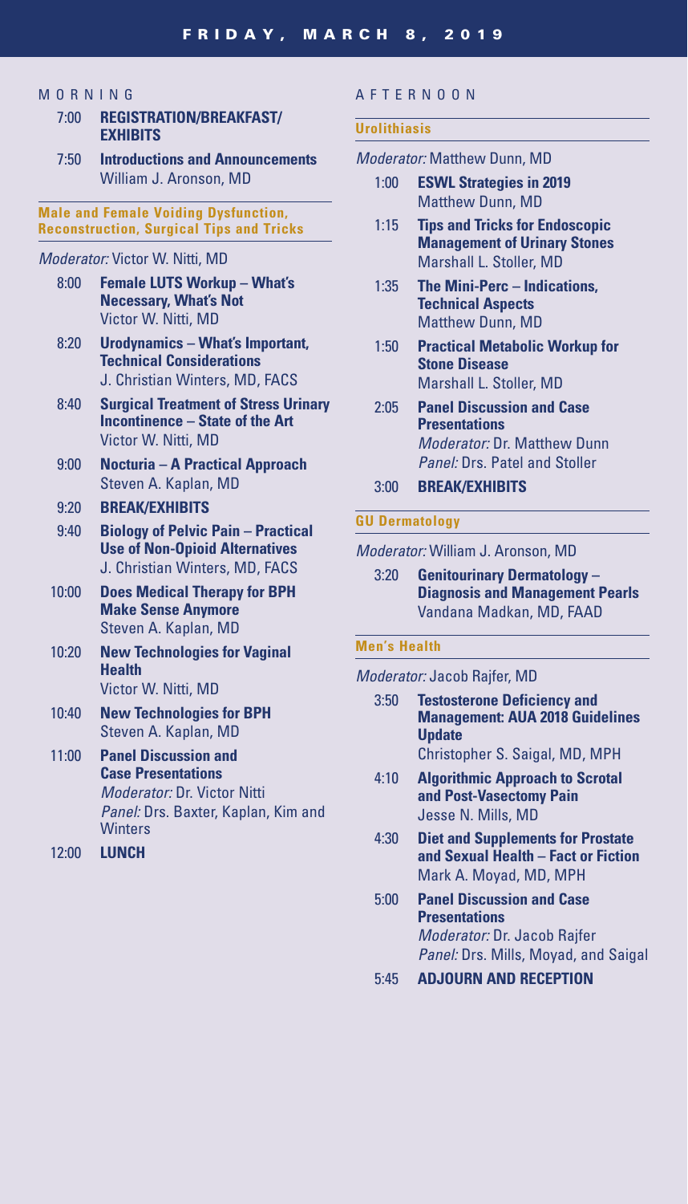# FRIDAY, MARCH 8, 2019

## MORNING

**7:00 REGISTRATION/BREAKFAST/ EXHIBITS**

**7:50 Introductions and Announcements**
William J. Aronson, MD

### Male and Female Voiding Dysfunction, Reconstruction, Surgical Tips and Tricks

*Moderator:* Victor W. Nitti, MD

**8:00 Female LUTS Workup – What's Necessary, What's Not**
Victor W. Nitti, MD

**8:20 Urodynamics – What's Important, Technical Considerations**
J. Christian Winters, MD, FACS

**8:40 Surgical Treatment of Stress Urinary Incontinence – State of the Art**
Victor W. Nitti, MD

**9:00 Nocturia – A Practical Approach**
Steven A. Kaplan, MD

**9:20 BREAK/EXHIBITS**

**9:40 Biology of Pelvic Pain – Practical Use of Non-Opioid Alternatives**
J. Christian Winters, MD, FACS

**10:00 Does Medical Therapy for BPH Make Sense Anymore**
Steven A. Kaplan, MD

**10:20 New Technologies for Vaginal Health**
Victor W. Nitti, MD

**10:40 New Technologies for BPH**
Steven A. Kaplan, MD

**11:00 Panel Discussion and Case Presentations**
*Moderator:* Dr. Victor Nitti
*Panel:* Drs. Baxter, Kaplan, Kim and Winters

**12:00 LUNCH**

## AFTERNOON

### Urolithiasis

*Moderator:* Matthew Dunn, MD

**1:00 ESWL Strategies in 2019**
Matthew Dunn, MD

**1:15 Tips and Tricks for Endoscopic Management of Urinary Stones**
Marshall L. Stoller, MD

**1:35 The Mini-Perc – Indications, Technical Aspects**
Matthew Dunn, MD

**1:50 Practical Metabolic Workup for Stone Disease**
Marshall L. Stoller, MD

**2:05 Panel Discussion and Case Presentations**
*Moderator:* Dr. Matthew Dunn
*Panel:* Drs. Patel and Stoller

**3:00 BREAK/EXHIBITS**

### GU Dermatology

*Moderator:* William J. Aronson, MD

**3:20 Genitourinary Dermatology – Diagnosis and Management Pearls**
Vandana Madkan, MD, FAAD

### Men's Health

*Moderator:* Jacob Rajfer, MD

**3:50 Testosterone Deficiency and Management: AUA 2018 Guidelines Update**
Christopher S. Saigal, MD, MPH

**4:10 Algorithmic Approach to Scrotal and Post-Vasectomy Pain**
Jesse N. Mills, MD

**4:30 Diet and Supplements for Prostate and Sexual Health – Fact or Fiction**
Mark A. Moyad, MD, MPH

**5:00 Panel Discussion and Case Presentations**
*Moderator:* Dr. Jacob Rajfer
*Panel:* Drs. Mills, Moyad, and Saigal

**5:45 ADJOURN AND RECEPTION**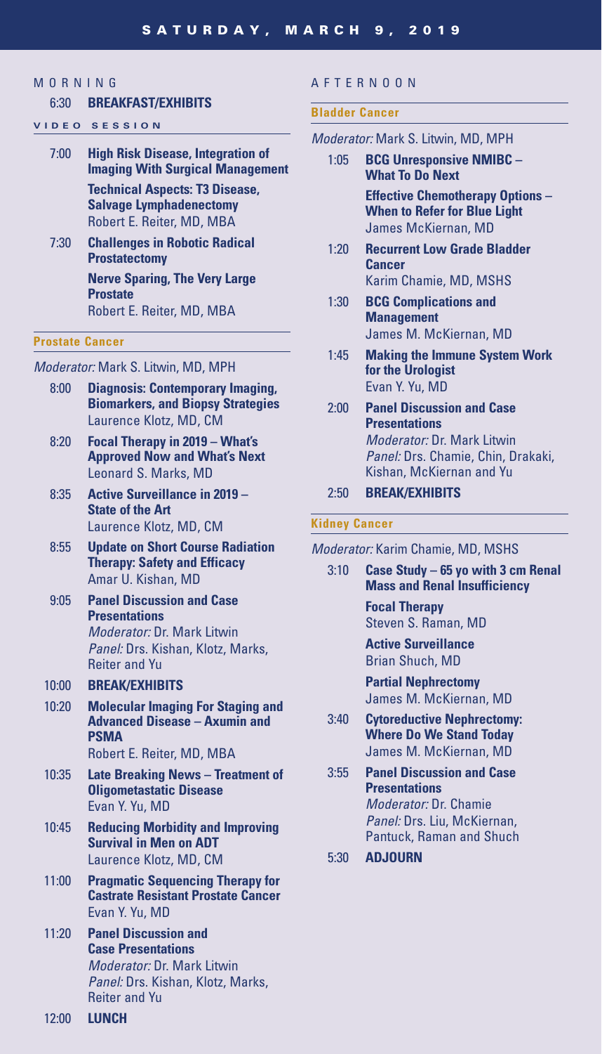# SATURDAY, MARCH 9, 2019

## MORNING

**6:30 BREAKFAST/EXHIBITS**

### VIDEO SESSION

**7:00 High Risk Disease, Integration of Imaging With Surgical Management**
**Technical Aspects: T3 Disease, Salvage Lymphadenectomy**
Robert E. Reiter, MD, MBA

**7:30 Challenges in Robotic Radical Prostatectomy**
**Nerve Sparing, The Very Large Prostate**
Robert E. Reiter, MD, MBA

### Prostate Cancer

*Moderator:* Mark S. Litwin, MD, MPH

**8:00 Diagnosis: Contemporary Imaging, Biomarkers, and Biopsy Strategies**
Laurence Klotz, MD, CM

**8:20 Focal Therapy in 2019 – What's Approved Now and What's Next**
Leonard S. Marks, MD

**8:35 Active Surveillance in 2019 – State of the Art**
Laurence Klotz, MD, CM

**8:55 Update on Short Course Radiation Therapy: Safety and Efficacy**
Amar U. Kishan, MD

**9:05 Panel Discussion and Case Presentations**
*Moderator:* Dr. Mark Litwin
*Panel:* Drs. Kishan, Klotz, Marks, Reiter and Yu

**10:00 BREAK/EXHIBITS**

**10:20 Molecular Imaging For Staging and Advanced Disease – Axumin and PSMA**
Robert E. Reiter, MD, MBA

**10:35 Late Breaking News – Treatment of Oligometastatic Disease**
Evan Y. Yu, MD

**10:45 Reducing Morbidity and Improving Survival in Men on ADT**
Laurence Klotz, MD, CM

**11:00 Pragmatic Sequencing Therapy for Castrate Resistant Prostate Cancer**
Evan Y. Yu, MD

**11:20 Panel Discussion and Case Presentations**
*Moderator:* Dr. Mark Litwin
*Panel:* Drs. Kishan, Klotz, Marks, Reiter and Yu

**12:00 LUNCH**

## AFTERNOON

### Bladder Cancer

*Moderator:* Mark S. Litwin, MD, MPH

**1:05 BCG Unresponsive NMIBC – What To Do Next**
**Effective Chemotherapy Options – When to Refer for Blue Light**
James McKiernan, MD

**1:20 Recurrent Low Grade Bladder Cancer**
Karim Chamie, MD, MSHS

**1:30 BCG Complications and Management**
James M. McKiernan, MD

**1:45 Making the Immune System Work for the Urologist**
Evan Y. Yu, MD

**2:00 Panel Discussion and Case Presentations**
*Moderator:* Dr. Mark Litwin
*Panel:* Drs. Chamie, Chin, Drakaki, Kishan, McKiernan and Yu

**2:50 BREAK/EXHIBITS**

### Kidney Cancer

*Moderator:* Karim Chamie, MD, MSHS

**3:10 Case Study – 65 yo with 3 cm Renal Mass and Renal Insufficiency**

**Focal Therapy**
Steven S. Raman, MD

**Active Surveillance**
Brian Shuch, MD

**Partial Nephrectomy**
James M. McKiernan, MD

**3:40 Cytoreductive Nephrectomy: Where Do We Stand Today**
James M. McKiernan, MD

**3:55 Panel Discussion and Case Presentations**
*Moderator:* Dr. Chamie
*Panel:* Drs. Liu, McKiernan, Pantuck, Raman and Shuch

**5:30 ADJOURN**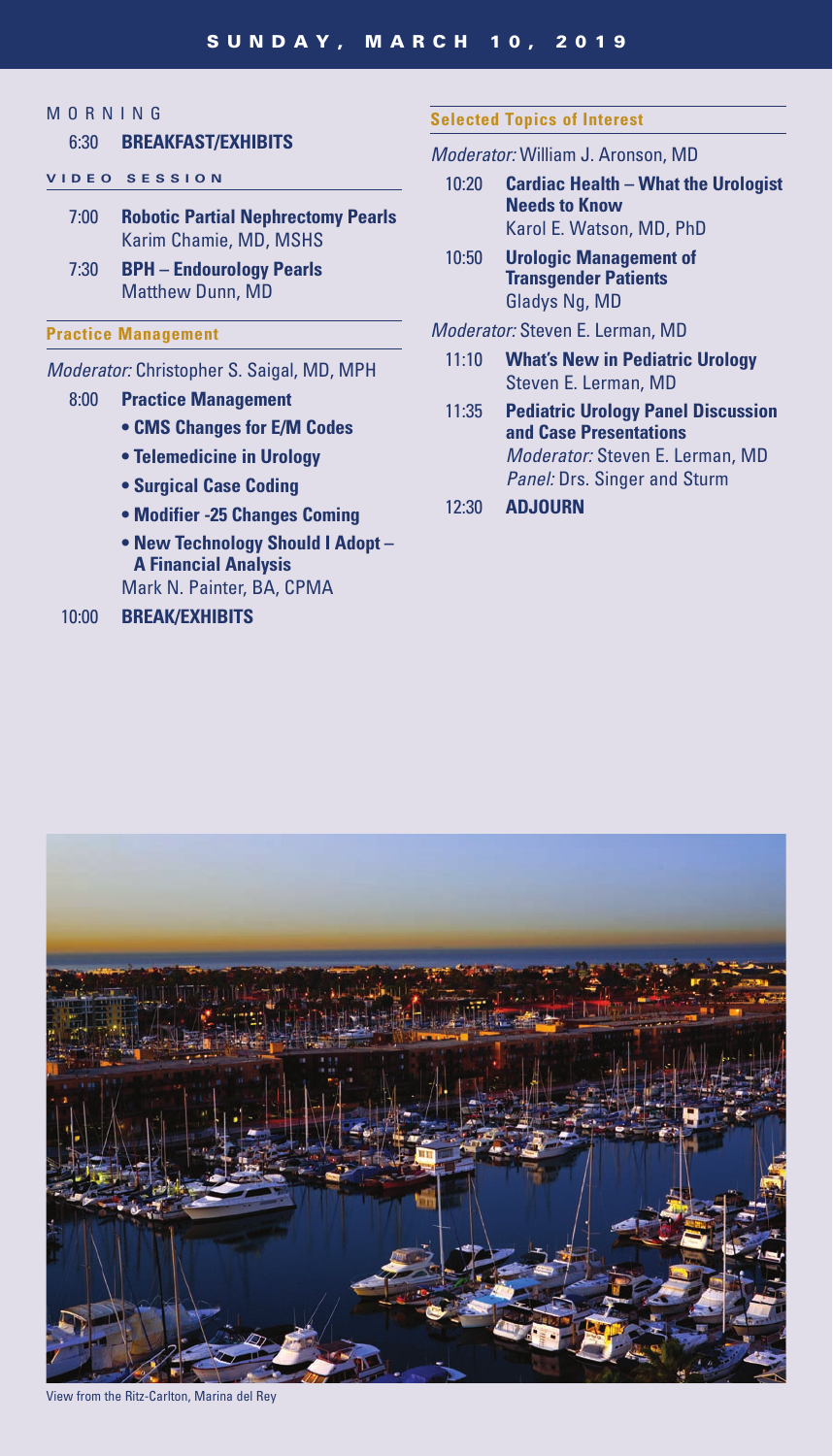## SUNDAY, MARCH 10, 2019

### MORNING

6:30 **BREAKFAST/EXHIBITS**

### VIDEO SESSION

7:00 **Robotic Partial Nephrectomy Pearls**
Karim Chamie, MD, MSHS

7:30 **BPH – Endourology Pearls**
Matthew Dunn, MD

### Practice Management

*Moderator:* Christopher S. Saigal, MD, MPH

8:00 **Practice Management**

- **CMS Changes for E/M Codes**
- **Telemedicine in Urology**
- **Surgical Case Coding**
- **Modifier -25 Changes Coming**
- **New Technology Should I Adopt – A Financial Analysis**

Mark N. Painter, BA, CPMA

10:00 **BREAK/EXHIBITS**

### Selected Topics of Interest

*Moderator:* William J. Aronson, MD

10:20 **Cardiac Health – What the Urologist Needs to Know**
Karol E. Watson, MD, PhD

10:50 **Urologic Management of Transgender Patients**
Gladys Ng, MD

*Moderator:* Steven E. Lerman, MD

11:10 **What's New in Pediatric Urology**
Steven E. Lerman, MD

11:35 **Pediatric Urology Panel Discussion and Case Presentations**
*Moderator:* Steven E. Lerman, MD
*Panel:* Drs. Singer and Sturm

12:30 **ADJOURN**

View from the Ritz-Carlton, Marina del Rey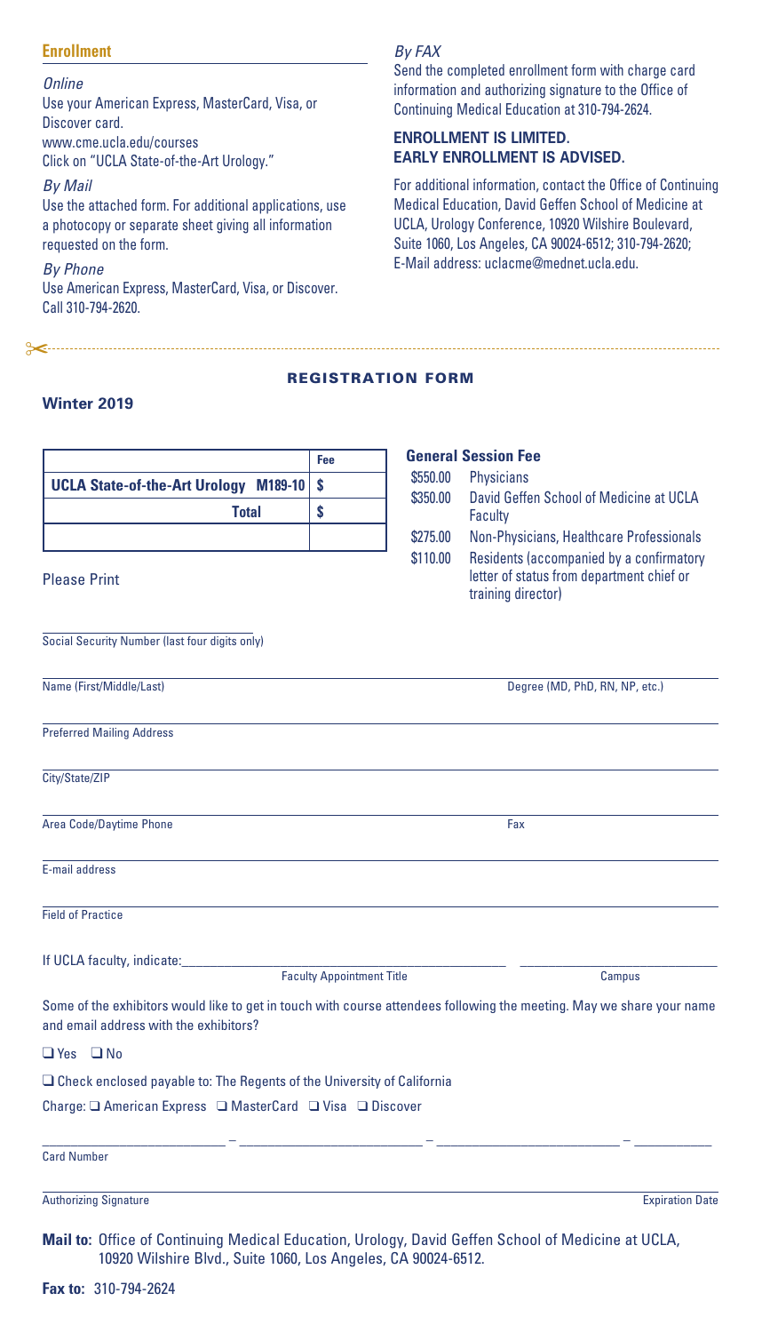## Enrollment

*Online*

Use your American Express, MasterCard, Visa, or Discover card.
www.cme.ucla.edu/courses
Click on "UCLA State-of-the-Art Urology."

*By Mail*

Use the attached form. For additional applications, use a photocopy or separate sheet giving all information requested on the form.

*By Phone*

Use American Express, MasterCard, Visa, or Discover.
Call 310-794-2620.

*By FAX*

Send the completed enrollment form with charge card information and authorizing signature to the Office of Continuing Medical Education at 310-794-2624.

**ENROLLMENT IS LIMITED.**
**EARLY ENROLLMENT IS ADVISED.**

For additional information, contact the Office of Continuing Medical Education, David Geffen School of Medicine at UCLA, Urology Conference, 10920 Wilshire Boulevard, Suite 1060, Los Angeles, CA 90024-6512; 310-794-2620; E-Mail address: uclacme@mednet.ucla.edu.

---

## REGISTRATION FORM

**Winter 2019**

| | Fee |
|---|---|
| **UCLA State-of-the-Art Urology M189-10** | **$** |
| **Total** | **$** |
| | |

**General Session Fee**

| | |
|---|---|
| $550.00 | Physicians |
| $350.00 | David Geffen School of Medicine at UCLA Faculty |
| $275.00 | Non-Physicians, Healthcare Professionals |
| $110.00 | Residents (accompanied by a confirmatory letter of status from department chief or training director) |

Please Print

Social Security Number (last four digits only) ____________________

Name (First/Middle/Last) ____________________ Degree (MD, PhD, RN, NP, etc.) ____________________

Preferred Mailing Address ____________________

City/State/ZIP ____________________

Area Code/Daytime Phone ____________________ Fax ____________________

E-mail address ____________________

Field of Practice ____________________

If UCLA faculty, indicate: ____________________ Faculty Appointment Title ____________________ Campus

Some of the exhibitors would like to get in touch with course attendees following the meeting. May we share your name and email address with the exhibitors?

❑ Yes ❑ No

❑ Check enclosed payable to: The Regents of the University of California

Charge: ❑ American Express ❑ MasterCard ❑ Visa ❑ Discover

Card Number ________ – ________ – ________ – ________

Authorizing Signature ____________________ Expiration Date ____________________

**Mail to:** Office of Continuing Medical Education, Urology, David Geffen School of Medicine at UCLA, 10920 Wilshire Blvd., Suite 1060, Los Angeles, CA 90024-6512.

**Fax to:** 310-794-2624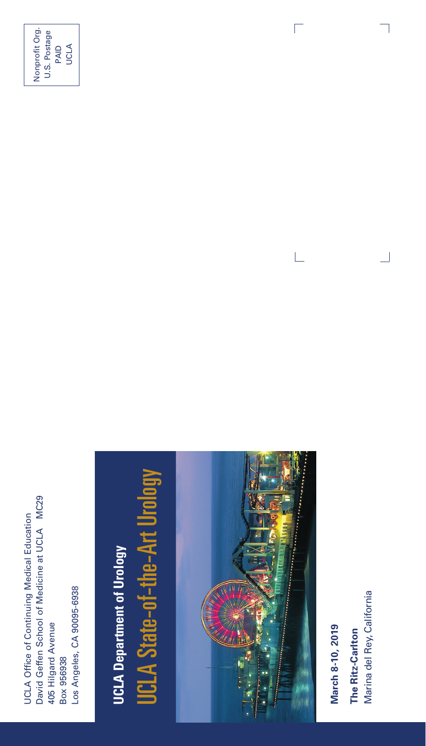UCLA Office of Continuing Medical Education
David Geffen School of Medicine at UCLA MC29
405 Hilgard Avenue
Box 956938
Los Angeles, CA 90095-6938

Nonprofit Org.
U.S. Postage
PAID
UCLA

**UCLA Department of Urology**

# UCLA State-of-the-Art Urology

**March 8-10, 2019**

**The Ritz-Carlton**
Marina del Rey, California